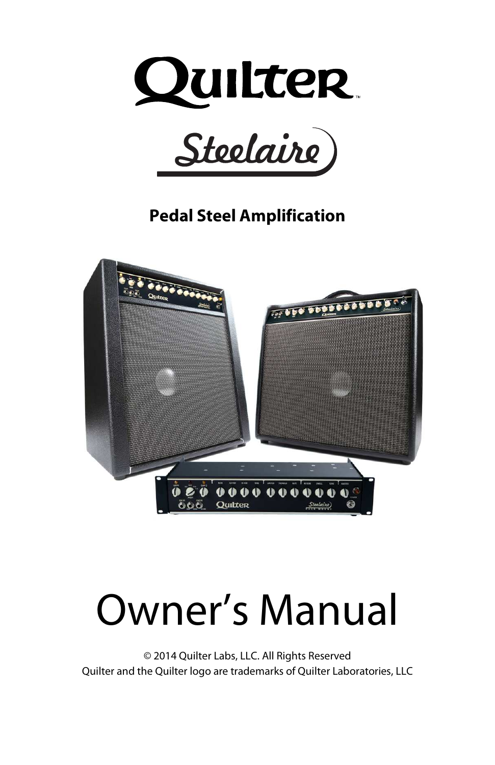# Quilter

## Steelaire

**Pedal Steel Amplification**

# Owner's Manual

© 2014 Quilter Labs, LLC. All Rights Reserved
Quilter and the Quilter logo are trademarks of Quilter Laboratories, LLC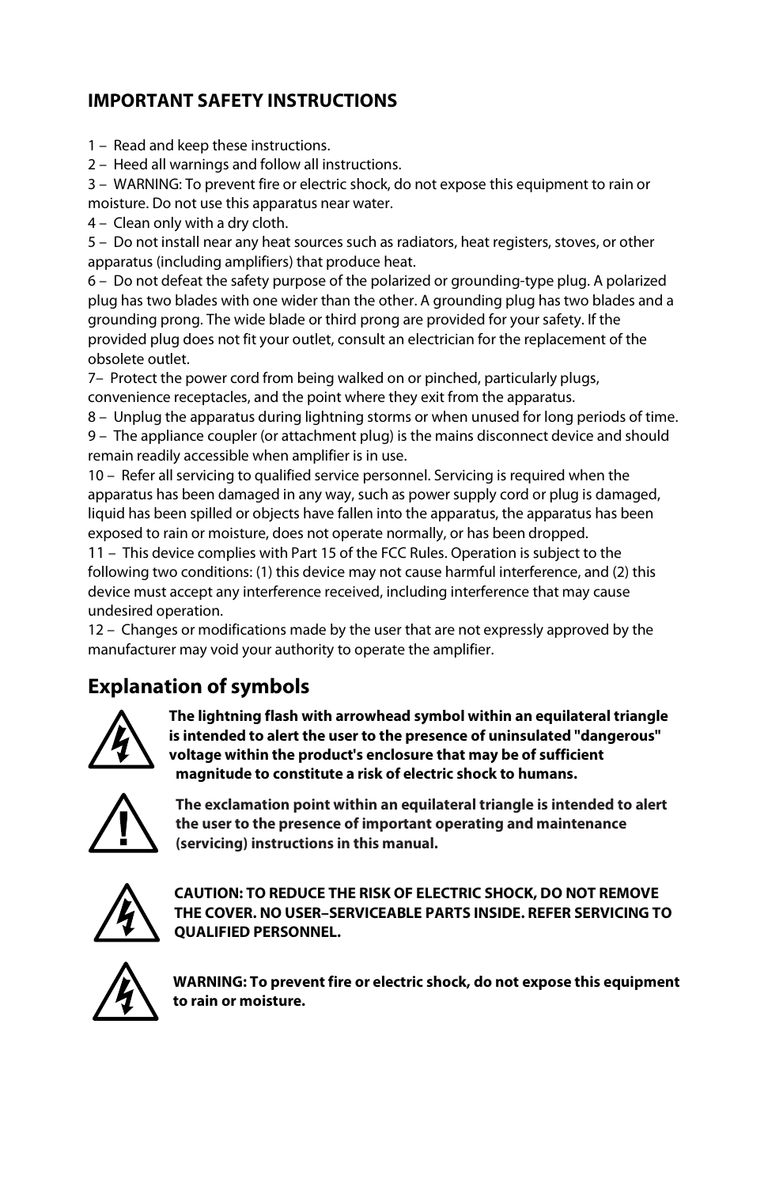## IMPORTANT SAFETY INSTRUCTIONS

1 – Read and keep these instructions.
2 – Heed all warnings and follow all instructions.
3 – WARNING: To prevent fire or electric shock, do not expose this equipment to rain or moisture. Do not use this apparatus near water.
4 – Clean only with a dry cloth.
5 – Do not install near any heat sources such as radiators, heat registers, stoves, or other apparatus (including amplifiers) that produce heat.
6 – Do not defeat the safety purpose of the polarized or grounding-type plug. A polarized plug has two blades with one wider than the other. A grounding plug has two blades and a grounding prong. The wide blade or third prong are provided for your safety. If the provided plug does not fit your outlet, consult an electrician for the replacement of the obsolete outlet.
7– Protect the power cord from being walked on or pinched, particularly plugs, convenience receptacles, and the point where they exit from the apparatus.
8 – Unplug the apparatus during lightning storms or when unused for long periods of time.
9 – The appliance coupler (or attachment plug) is the mains disconnect device and should remain readily accessible when amplifier is in use.
10 – Refer all servicing to qualified service personnel. Servicing is required when the apparatus has been damaged in any way, such as power supply cord or plug is damaged, liquid has been spilled or objects have fallen into the apparatus, the apparatus has been exposed to rain or moisture, does not operate normally, or has been dropped.
11 – This device complies with Part 15 of the FCC Rules. Operation is subject to the following two conditions: (1) this device may not cause harmful interference, and (2) this device must accept any interference received, including interference that may cause undesired operation.
12 – Changes or modifications made by the user that are not expressly approved by the manufacturer may void your authority to operate the amplifier.

## Explanation of symbols

**The lightning flash with arrowhead symbol within an equilateral triangle is intended to alert the user to the presence of uninsulated "dangerous" voltage within the product's enclosure that may be of sufficient magnitude to constitute a risk of electric shock to humans.**

**The exclamation point within an equilateral triangle is intended to alert the user to the presence of important operating and maintenance (servicing) instructions in this manual.**

**CAUTION: TO REDUCE THE RISK OF ELECTRIC SHOCK, DO NOT REMOVE THE COVER. NO USER–SERVICEABLE PARTS INSIDE. REFER SERVICING TO QUALIFIED PERSONNEL.**

**WARNING: To prevent fire or electric shock, do not expose this equipment to rain or moisture.**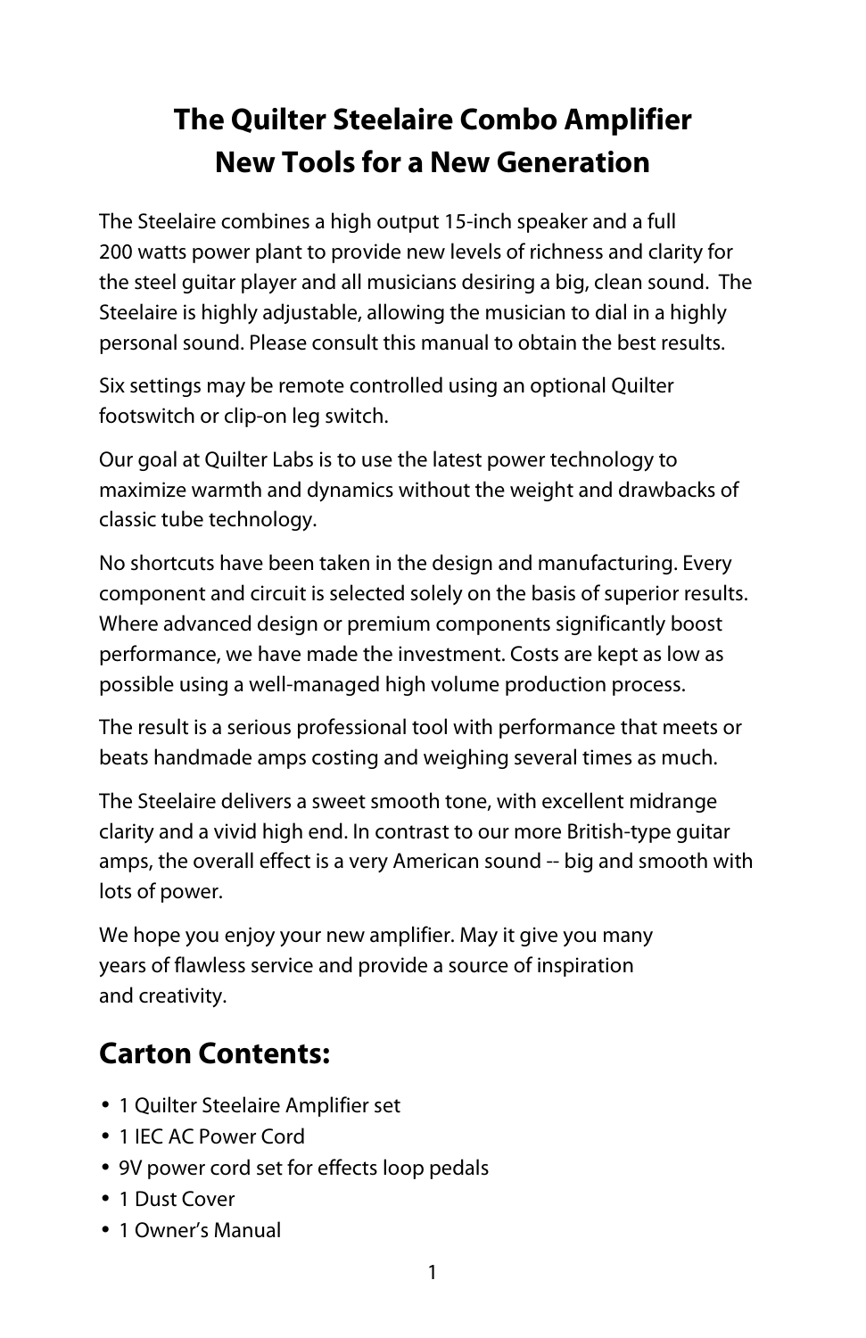# The Quilter Steelaire Combo Amplifier
# New Tools for a New Generation

The Steelaire combines a high output 15-inch speaker and a full 200 watts power plant to provide new levels of richness and clarity for the steel guitar player and all musicians desiring a big, clean sound. The Steelaire is highly adjustable, allowing the musician to dial in a highly personal sound. Please consult this manual to obtain the best results.

Six settings may be remote controlled using an optional Quilter footswitch or clip-on leg switch.

Our goal at Quilter Labs is to use the latest power technology to maximize warmth and dynamics without the weight and drawbacks of classic tube technology.

No shortcuts have been taken in the design and manufacturing. Every component and circuit is selected solely on the basis of superior results. Where advanced design or premium components significantly boost performance, we have made the investment. Costs are kept as low as possible using a well-managed high volume production process.

The result is a serious professional tool with performance that meets or beats handmade amps costing and weighing several times as much.

The Steelaire delivers a sweet smooth tone, with excellent midrange clarity and a vivid high end. In contrast to our more British-type guitar amps, the overall effect is a very American sound -- big and smooth with lots of power.

We hope you enjoy your new amplifier. May it give you many years of flawless service and provide a source of inspiration and creativity.

## Carton Contents:

- 1 Quilter Steelaire Amplifier set
- 1 IEC AC Power Cord
- 9V power cord set for effects loop pedals
- 1 Dust Cover
- 1 Owner's Manual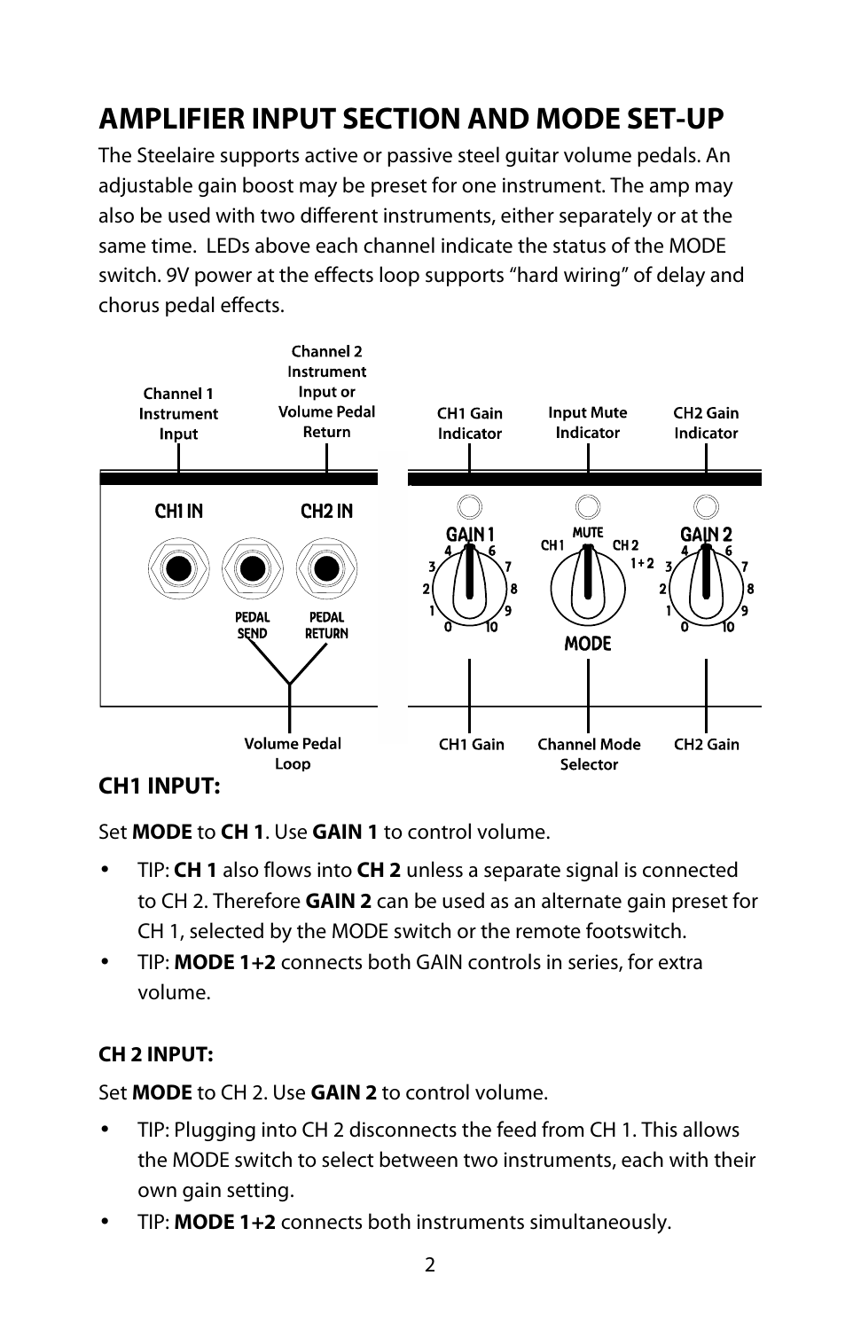# AMPLIFIER INPUT SECTION AND MODE SET-UP

The Steelaire supports active or passive steel guitar volume pedals. An adjustable gain boost may be preset for one instrument. The amp may also be used with two different instruments, either separately or at the same time. LEDs above each channel indicate the status of the MODE switch. 9V power at the effects loop supports "hard wiring" of delay and chorus pedal effects.

Channel 1 Instrument Input

Channel 2 Instrument Input or Volume Pedal Return

CH1 Gain Indicator

Input Mute Indicator

CH2 Gain Indicator

CH1 IN

CH2 IN

PEDAL SEND

PEDAL RETURN

GAIN 1

MUTE

CH1

CH 2

1+2

MODE

GAIN 2

Volume Pedal Loop

CH1 Gain

Channel Mode Selector

CH2 Gain

### CH1 INPUT:

Set **MODE** to **CH 1**. Use **GAIN 1** to control volume.

- TIP: **CH 1** also flows into **CH 2** unless a separate signal is connected to CH 2. Therefore **GAIN 2** can be used as an alternate gain preset for CH 1, selected by the MODE switch or the remote footswitch.
- TIP: **MODE 1+2** connects both GAIN controls in series, for extra volume.

### CH 2 INPUT:

Set **MODE** to CH 2. Use **GAIN 2** to control volume.

- TIP: Plugging into CH 2 disconnects the feed from CH 1. This allows the MODE switch to select between two instruments, each with their own gain setting.
- TIP: **MODE 1+2** connects both instruments simultaneously.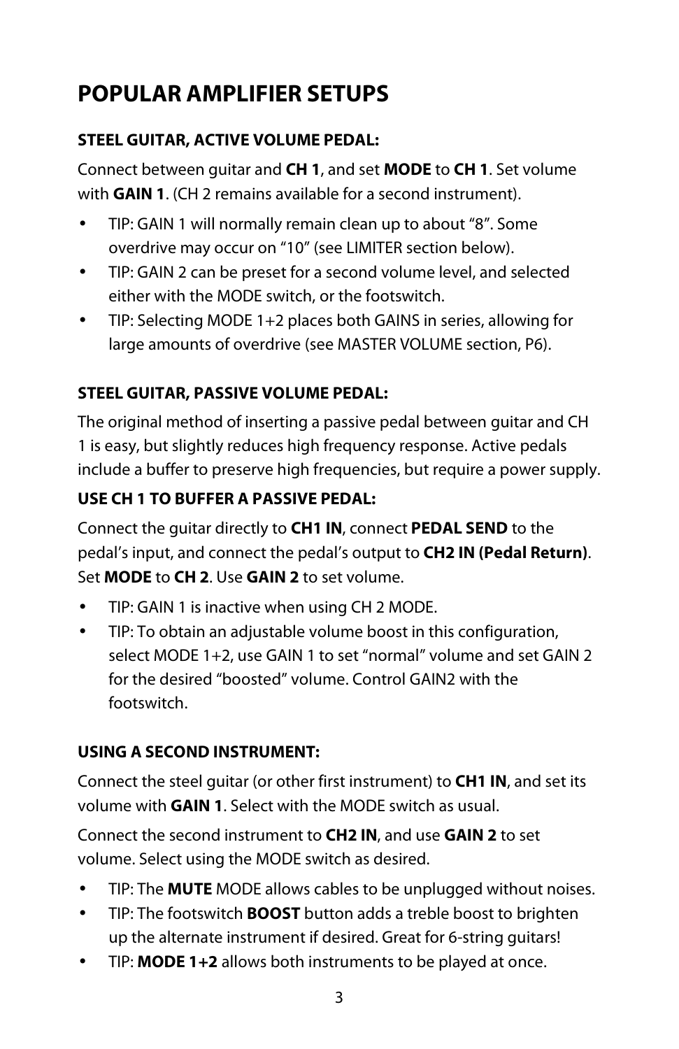# POPULAR AMPLIFIER SETUPS

### STEEL GUITAR, ACTIVE VOLUME PEDAL:

Connect between guitar and **CH 1**, and set **MODE** to **CH 1**. Set volume with **GAIN 1**. (CH 2 remains available for a second instrument).

- TIP: GAIN 1 will normally remain clean up to about "8". Some overdrive may occur on "10" (see LIMITER section below).
- TIP: GAIN 2 can be preset for a second volume level, and selected either with the MODE switch, or the footswitch.
- TIP: Selecting MODE 1+2 places both GAINS in series, allowing for large amounts of overdrive (see MASTER VOLUME section, P6).

### STEEL GUITAR, PASSIVE VOLUME PEDAL:

The original method of inserting a passive pedal between guitar and CH 1 is easy, but slightly reduces high frequency response. Active pedals include a buffer to preserve high frequencies, but require a power supply.

### USE CH 1 TO BUFFER A PASSIVE PEDAL:

Connect the guitar directly to **CH1 IN**, connect **PEDAL SEND** to the pedal's input, and connect the pedal's output to **CH2 IN (Pedal Return)**. Set **MODE** to **CH 2**. Use **GAIN 2** to set volume.

- TIP: GAIN 1 is inactive when using CH 2 MODE.
- TIP: To obtain an adjustable volume boost in this configuration, select MODE 1+2, use GAIN 1 to set "normal" volume and set GAIN 2 for the desired "boosted" volume. Control GAIN2 with the footswitch.

### USING A SECOND INSTRUMENT:

Connect the steel guitar (or other first instrument) to **CH1 IN**, and set its volume with **GAIN 1**. Select with the MODE switch as usual.

Connect the second instrument to **CH2 IN**, and use **GAIN 2** to set volume. Select using the MODE switch as desired.

- TIP: The **MUTE** MODE allows cables to be unplugged without noises.
- TIP: The footswitch **BOOST** button adds a treble boost to brighten up the alternate instrument if desired. Great for 6-string guitars!
- TIP: **MODE 1+2** allows both instruments to be played at once.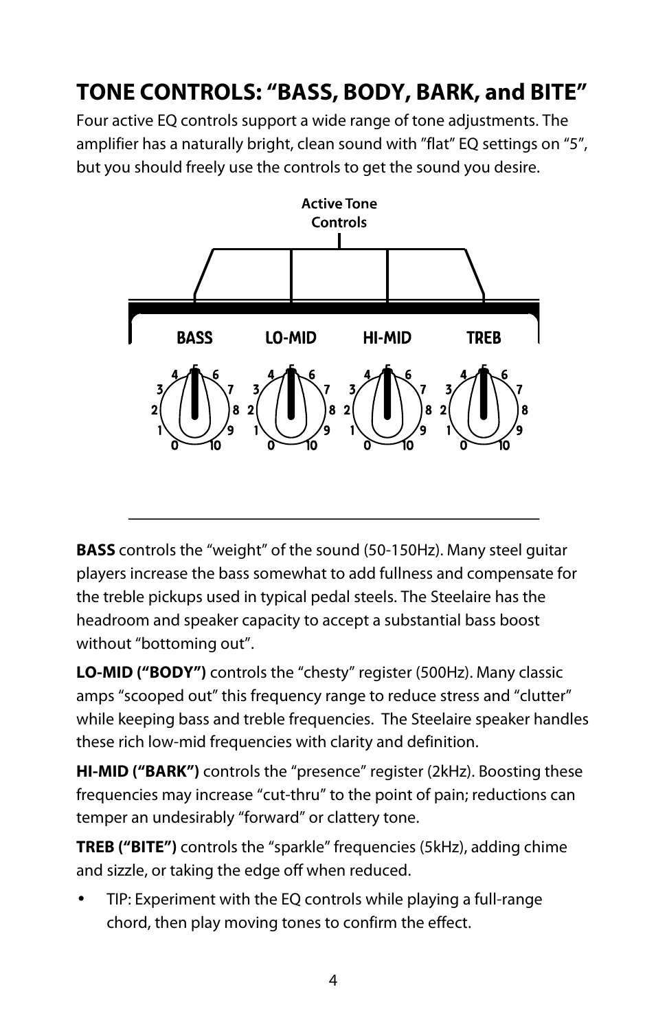## TONE CONTROLS: “BASS, BODY, BARK, and BITE”

Four active EQ controls support a wide range of tone adjustments. The amplifier has a naturally bright, clean sound with ”flat” EQ settings on “5”, but you should freely use the controls to get the sound you desire.

Active Tone Controls

BASS LO-MID HI-MID TREB

**BASS** controls the “weight” of the sound (50-150Hz). Many steel guitar players increase the bass somewhat to add fullness and compensate for the treble pickups used in typical pedal steels. The Steelaire has the headroom and speaker capacity to accept a substantial bass boost without “bottoming out”.

**LO-MID (“BODY”)** controls the “chesty” register (500Hz). Many classic amps “scooped out” this frequency range to reduce stress and “clutter” while keeping bass and treble frequencies. The Steelaire speaker handles these rich low-mid frequencies with clarity and definition.

**HI-MID (“BARK”)** controls the “presence” register (2kHz). Boosting these frequencies may increase “cut-thru” to the point of pain; reductions can temper an undesirably “forward” or clattery tone.

**TREB (“BITE”)** controls the “sparkle” frequencies (5kHz), adding chime and sizzle, or taking the edge off when reduced.

- TIP: Experiment with the EQ controls while playing a full-range chord, then play moving tones to confirm the effect.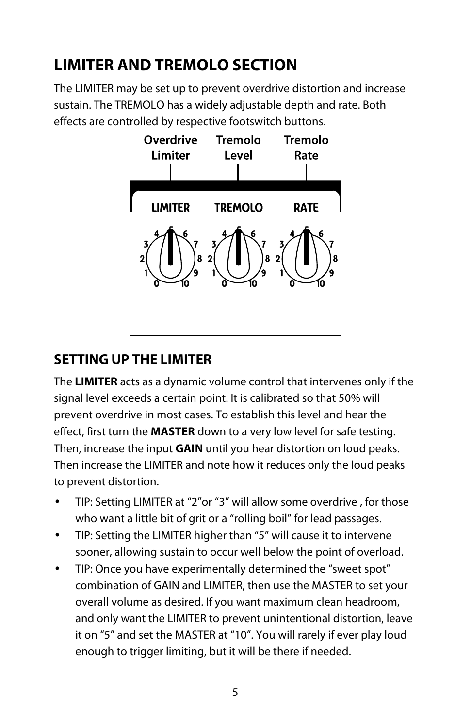# LIMITER AND TREMOLO SECTION

The LIMITER may be set up to prevent overdrive distortion and increase sustain. The TREMOLO has a widely adjustable depth and rate. Both effects are controlled by respective footswitch buttons.

Overdrive Limiter | Tremolo Level | Tremolo Rate

LIMITER | TREMOLO | RATE

## SETTING UP THE LIMITER

The **LIMITER** acts as a dynamic volume control that intervenes only if the signal level exceeds a certain point. It is calibrated so that 50% will prevent overdrive in most cases. To establish this level and hear the effect, first turn the **MASTER** down to a very low level for safe testing. Then, increase the input **GAIN** until you hear distortion on loud peaks. Then increase the LIMITER and note how it reduces only the loud peaks to prevent distortion.

- TIP: Setting LIMITER at "2"or "3" will allow some overdrive , for those who want a little bit of grit or a "rolling boil" for lead passages.
- TIP: Setting the LIMITER higher than "5" will cause it to intervene sooner, allowing sustain to occur well below the point of overload.
- TIP: Once you have experimentally determined the "sweet spot" combination of GAIN and LIMITER, then use the MASTER to set your overall volume as desired. If you want maximum clean headroom, and only want the LIMITER to prevent unintentional distortion, leave it on "5" and set the MASTER at "10". You will rarely if ever play loud enough to trigger limiting, but it will be there if needed.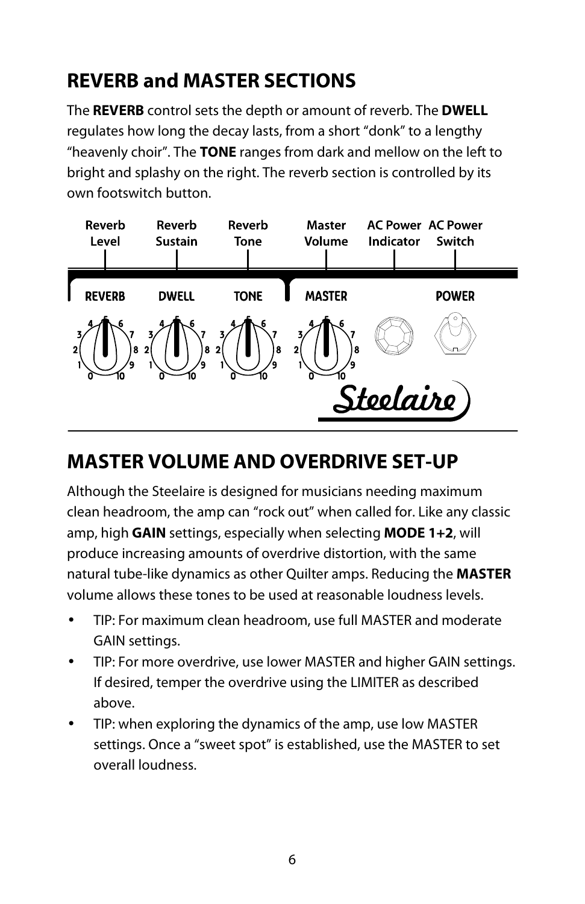## REVERB and MASTER SECTIONS

The **REVERB** control sets the depth or amount of reverb. The **DWELL** regulates how long the decay lasts, from a short "donk" to a lengthy "heavenly choir". The **TONE** ranges from dark and mellow on the left to bright and splashy on the right. The reverb section is controlled by its own footswitch button.

Reverb Level | Reverb Sustain | Reverb Tone | Master Volume | AC Power Indicator | AC Power Switch

REVERB | DWELL | TONE | MASTER | POWER

## MASTER VOLUME AND OVERDRIVE SET-UP

Although the Steelaire is designed for musicians needing maximum clean headroom, the amp can "rock out" when called for. Like any classic amp, high **GAIN** settings, especially when selecting **MODE 1+2**, will produce increasing amounts of overdrive distortion, with the same natural tube-like dynamics as other Quilter amps. Reducing the **MASTER** volume allows these tones to be used at reasonable loudness levels.

- TIP: For maximum clean headroom, use full MASTER and moderate GAIN settings.
- TIP: For more overdrive, use lower MASTER and higher GAIN settings. If desired, temper the overdrive using the LIMITER as described above.
- TIP: when exploring the dynamics of the amp, use low MASTER settings. Once a "sweet spot" is established, use the MASTER to set overall loudness.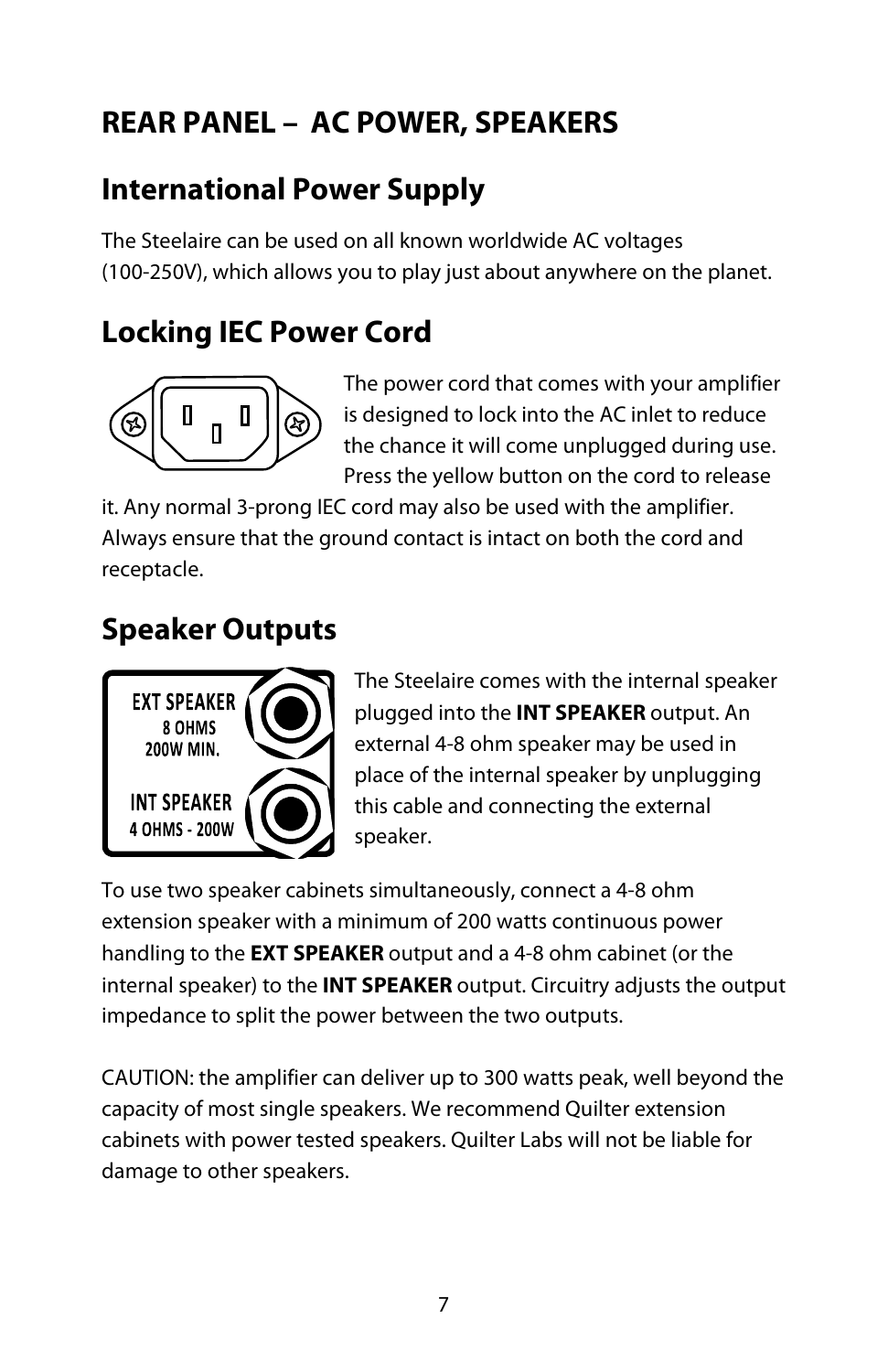# REAR PANEL – AC POWER, SPEAKERS

## International Power Supply

The Steelaire can be used on all known worldwide AC voltages (100-250V), which allows you to play just about anywhere on the planet.

## Locking IEC Power Cord

The power cord that comes with your amplifier is designed to lock into the AC inlet to reduce the chance it will come unplugged during use. Press the yellow button on the cord to release it. Any normal 3-prong IEC cord may also be used with the amplifier. Always ensure that the ground contact is intact on both the cord and receptacle.

## Speaker Outputs

EXT SPEAKER
8 OHMS
200W MIN.

INT SPEAKER
4 OHMS - 200W

The Steelaire comes with the internal speaker plugged into the **INT SPEAKER** output. An external 4-8 ohm speaker may be used in place of the internal speaker by unplugging this cable and connecting the external speaker.

To use two speaker cabinets simultaneously, connect a 4-8 ohm extension speaker with a minimum of 200 watts continuous power handling to the **EXT SPEAKER** output and a 4-8 ohm cabinet (or the internal speaker) to the **INT SPEAKER** output. Circuitry adjusts the output impedance to split the power between the two outputs.

CAUTION: the amplifier can deliver up to 300 watts peak, well beyond the capacity of most single speakers. We recommend Quilter extension cabinets with power tested speakers. Quilter Labs will not be liable for damage to other speakers.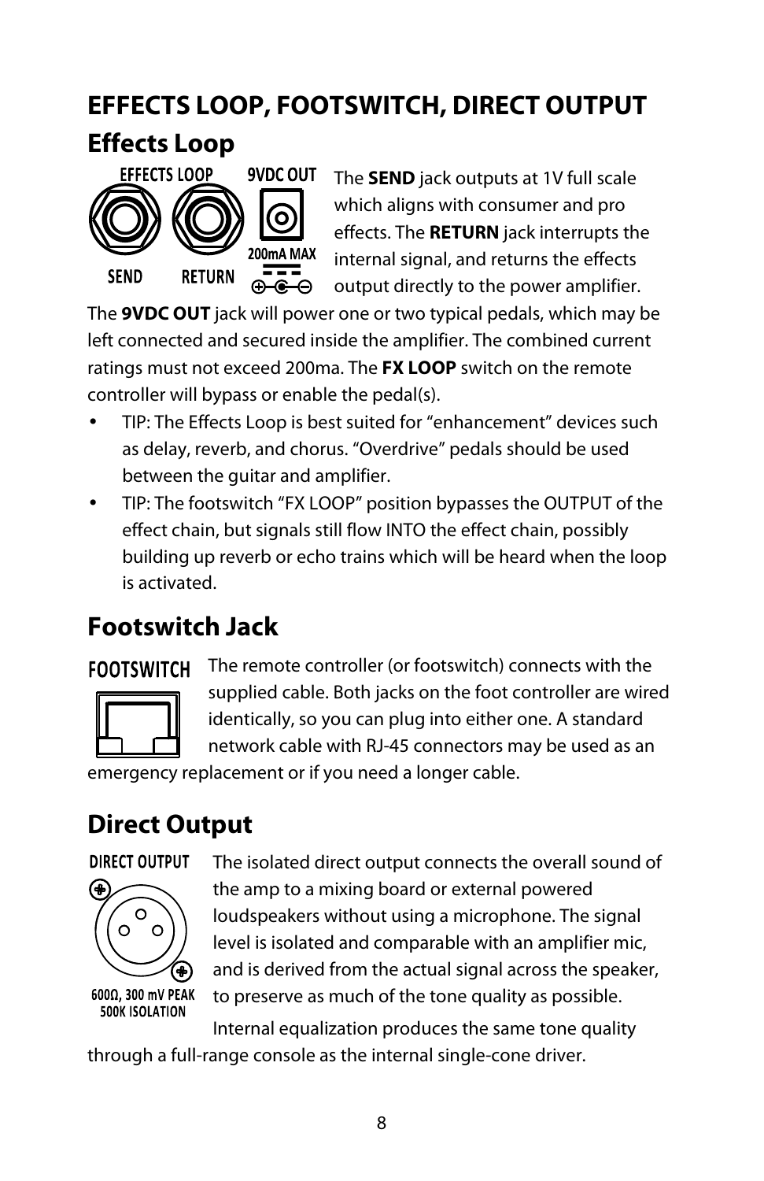# EFFECTS LOOP, FOOTSWITCH, DIRECT OUTPUT

## Effects Loop

EFFECTS LOOP   9VDC OUT

SEND   RETURN   200mA MAX

The **SEND** jack outputs at 1V full scale which aligns with consumer and pro effects. The **RETURN** jack interrupts the internal signal, and returns the effects output directly to the power amplifier.

The **9VDC OUT** jack will power one or two typical pedals, which may be left connected and secured inside the amplifier. The combined current ratings must not exceed 200ma. The **FX LOOP** switch on the remote controller will bypass or enable the pedal(s).

- TIP: The Effects Loop is best suited for "enhancement" devices such as delay, reverb, and chorus. "Overdrive" pedals should be used between the guitar and amplifier.
- TIP: The footswitch "FX LOOP" position bypasses the OUTPUT of the effect chain, but signals still flow INTO the effect chain, possibly building up reverb or echo trains which will be heard when the loop is activated.

## Footswitch Jack

FOOTSWITCH

The remote controller (or footswitch) connects with the supplied cable. Both jacks on the foot controller are wired identically, so you can plug into either one. A standard network cable with RJ-45 connectors may be used as an emergency replacement or if you need a longer cable.

## Direct Output

DIRECT OUTPUT

600Ω, 300 mV PEAK
500K ISOLATION

The isolated direct output connects the overall sound of the amp to a mixing board or external powered loudspeakers without using a microphone. The signal level is isolated and comparable with an amplifier mic, and is derived from the actual signal across the speaker, to preserve as much of the tone quality as possible.

Internal equalization produces the same tone quality through a full-range console as the internal single-cone driver.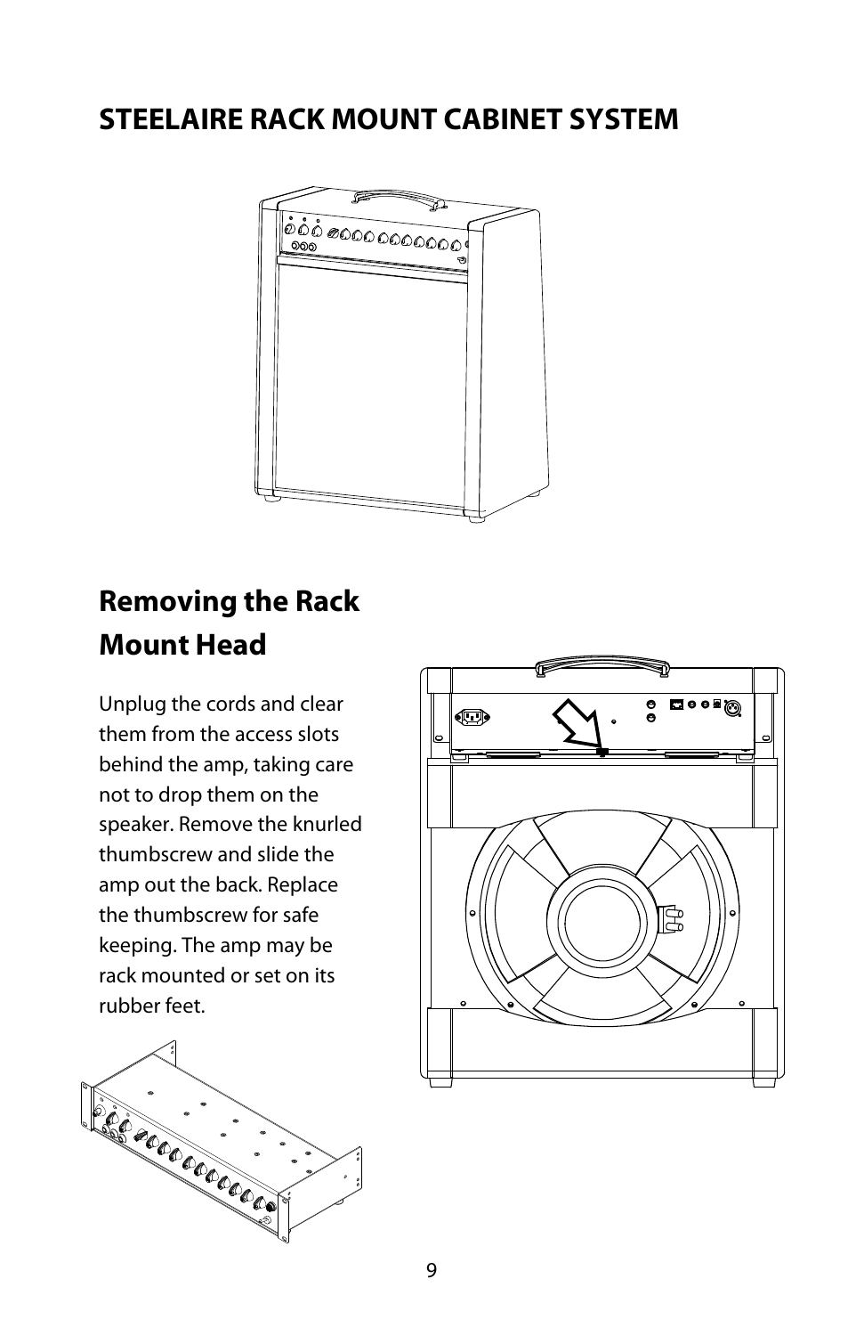# STEELAIRE RACK MOUNT CABINET SYSTEM

## Removing the Rack Mount Head

Unplug the cords and clear them from the access slots behind the amp, taking care not to drop them on the speaker. Remove the knurled thumbscrew and slide the amp out the back. Replace the thumbscrew for safe keeping. The amp may be rack mounted or set on its rubber feet.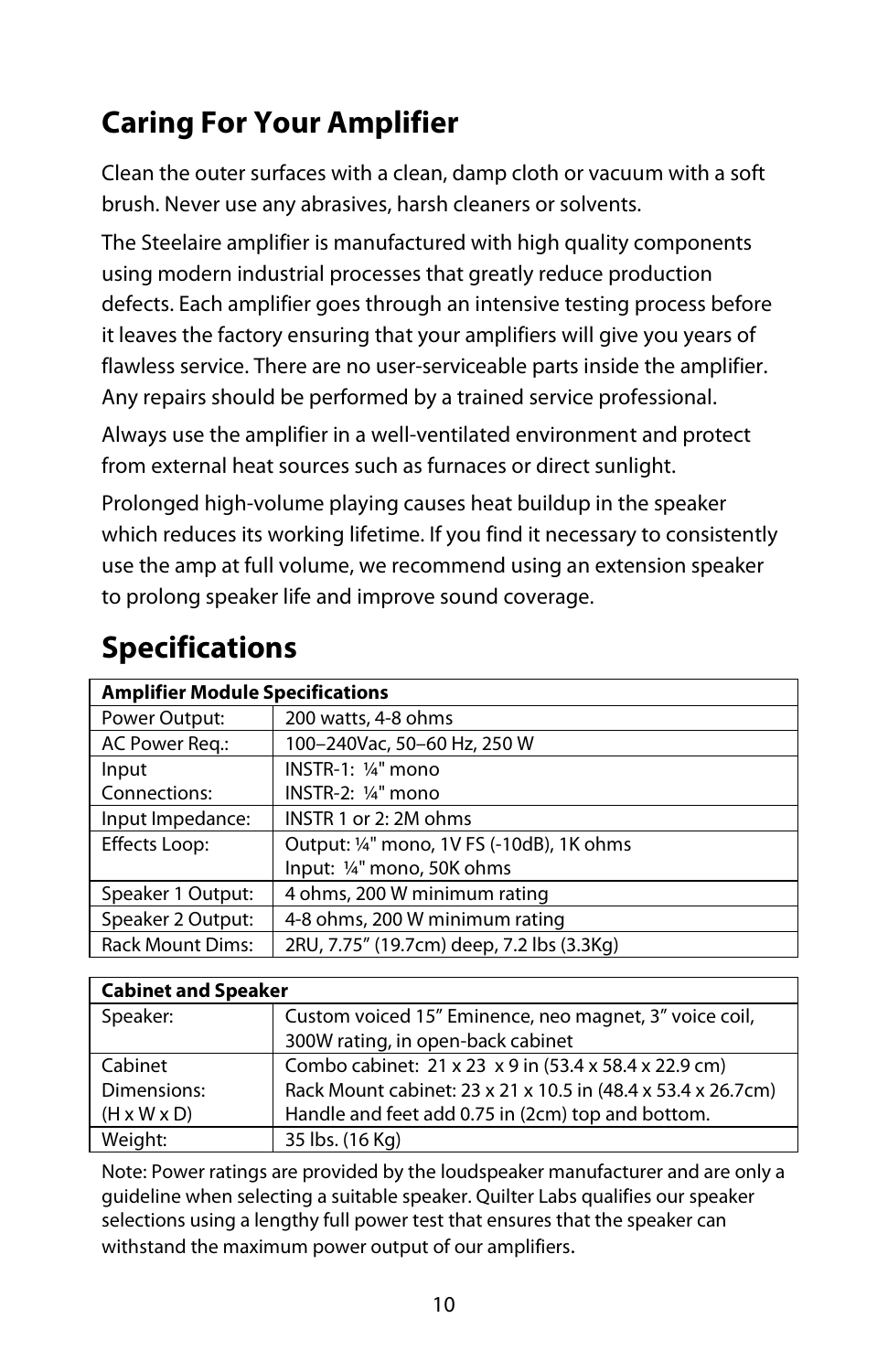## Caring For Your Amplifier

Clean the outer surfaces with a clean, damp cloth or vacuum with a soft brush. Never use any abrasives, harsh cleaners or solvents.

The Steelaire amplifier is manufactured with high quality components using modern industrial processes that greatly reduce production defects. Each amplifier goes through an intensive testing process before it leaves the factory ensuring that your amplifiers will give you years of flawless service. There are no user-serviceable parts inside the amplifier. Any repairs should be performed by a trained service professional.

Always use the amplifier in a well-ventilated environment and protect from external heat sources such as furnaces or direct sunlight.

Prolonged high-volume playing causes heat buildup in the speaker which reduces its working lifetime. If you find it necessary to consistently use the amp at full volume, we recommend using an extension speaker to prolong speaker life and improve sound coverage.

## Specifications

| **Amplifier Module Specifications** | |
|---|---|
| Power Output: | 200 watts, 4-8 ohms |
| AC Power Req.: | 100–240Vac, 50–60 Hz, 250 W |
| Input Connections: | INSTR-1: ¼" mono<br>INSTR-2: ¼" mono |
| Input Impedance: | INSTR 1 or 2: 2M ohms |
| Effects Loop: | Output: ¼" mono, 1V FS (-10dB), 1K ohms<br>Input: ¼" mono, 50K ohms |
| Speaker 1 Output: | 4 ohms, 200 W minimum rating |
| Speaker 2 Output: | 4-8 ohms, 200 W minimum rating |
| Rack Mount Dims: | 2RU, 7.75" (19.7cm) deep, 7.2 lbs (3.3Kg) |

| **Cabinet and Speaker** | |
|---|---|
| Speaker: | Custom voiced 15" Eminence, neo magnet, 3" voice coil, 300W rating, in open-back cabinet |
| Cabinet Dimensions: (H x W x D) | Combo cabinet: 21 x 23 x 9 in (53.4 x 58.4 x 22.9 cm)<br>Rack Mount cabinet: 23 x 21 x 10.5 in (48.4 x 53.4 x 26.7cm)<br>Handle and feet add 0.75 in (2cm) top and bottom. |
| Weight: | 35 lbs. (16 Kg) |

Note: Power ratings are provided by the loudspeaker manufacturer and are only a guideline when selecting a suitable speaker. Quilter Labs qualifies our speaker selections using a lengthy full power test that ensures that the speaker can withstand the maximum power output of our amplifiers.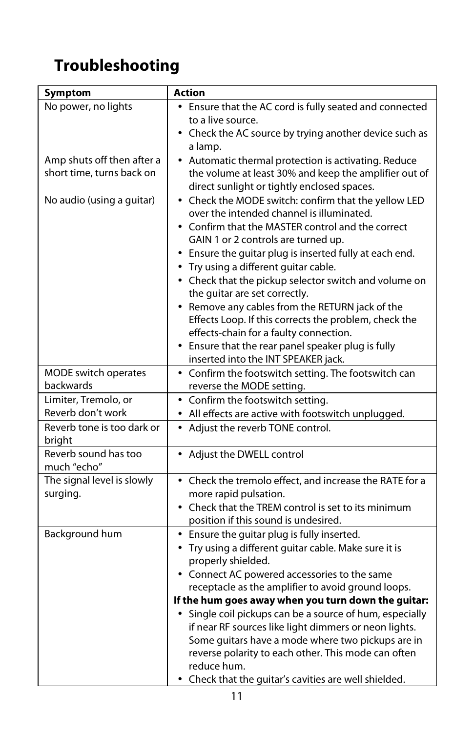# Troubleshooting

| Symptom | Action |
|---|---|
| No power, no lights | • Ensure that the AC cord is fully seated and connected to a live source.<br>• Check the AC source by trying another device such as a lamp. |
| Amp shuts off then after a short time, turns back on | • Automatic thermal protection is activating. Reduce the volume at least 30% and keep the amplifier out of direct sunlight or tightly enclosed spaces. |
| No audio (using a guitar) | • Check the MODE switch: confirm that the yellow LED over the intended channel is illuminated.<br>• Confirm that the MASTER control and the correct GAIN 1 or 2 controls are turned up.<br>• Ensure the guitar plug is inserted fully at each end.<br>• Try using a different guitar cable.<br>• Check that the pickup selector switch and volume on the guitar are set correctly.<br>• Remove any cables from the RETURN jack of the Effects Loop. If this corrects the problem, check the effects-chain for a faulty connection.<br>• Ensure that the rear panel speaker plug is fully inserted into the INT SPEAKER jack. |
| MODE switch operates backwards | • Confirm the footswitch setting. The footswitch can reverse the MODE setting. |
| Limiter, Tremolo, or Reverb don't work | • Confirm the footswitch setting.<br>• All effects are active with footswitch unplugged. |
| Reverb tone is too dark or bright | • Adjust the reverb TONE control. |
| Reverb sound has too much "echo" | • Adjust the DWELL control |
| The signal level is slowly surging. | • Check the tremolo effect, and increase the RATE for a more rapid pulsation.<br>• Check that the TREM control is set to its minimum position if this sound is undesired. |
| Background hum | • Ensure the guitar plug is fully inserted.<br>• Try using a different guitar cable. Make sure it is properly shielded.<br>• Connect AC powered accessories to the same receptacle as the amplifier to avoid ground loops.<br>**If the hum goes away when you turn down the guitar:**<br>• Single coil pickups can be a source of hum, especially if near RF sources like light dimmers or neon lights. Some guitars have a mode where two pickups are in reverse polarity to each other. This mode can often reduce hum.<br>• Check that the guitar's cavities are well shielded. |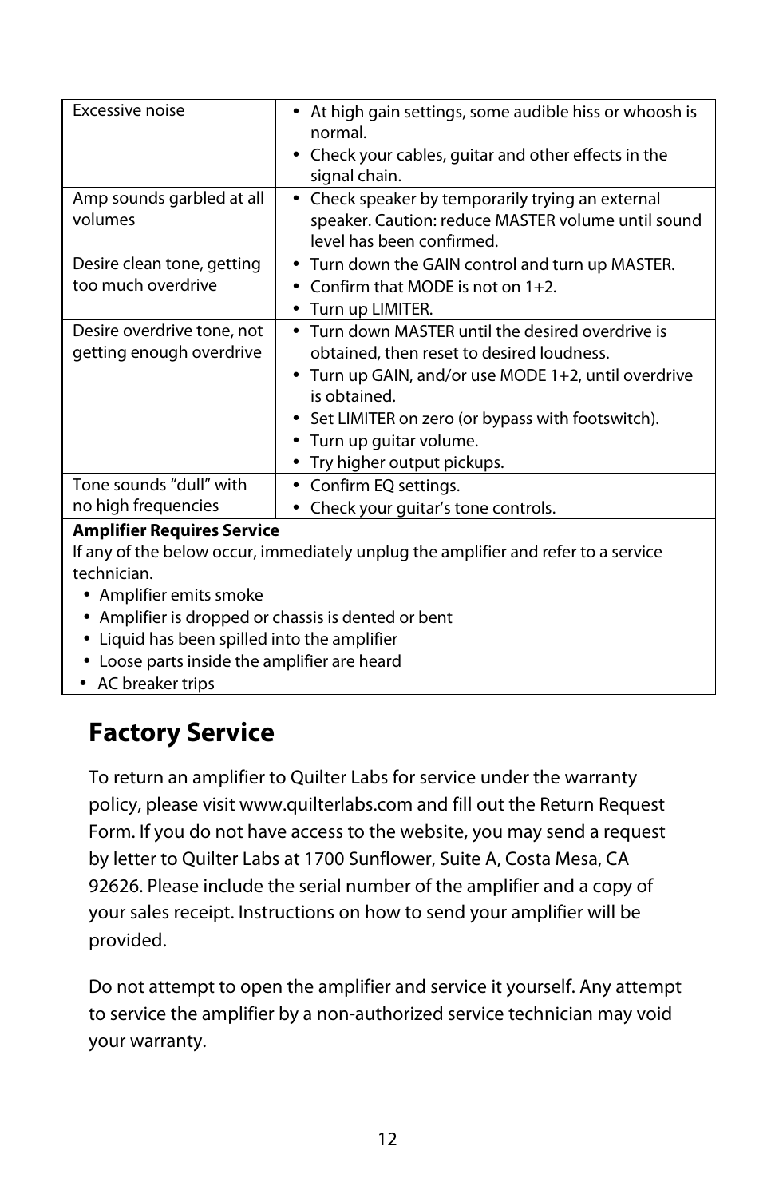| | |
|---|---|
| Excessive noise | • At high gain settings, some audible hiss or whoosh is normal.<br>• Check your cables, guitar and other effects in the signal chain. |
| Amp sounds garbled at all volumes | • Check speaker by temporarily trying an external speaker. Caution: reduce MASTER volume until sound level has been confirmed. |
| Desire clean tone, getting too much overdrive | • Turn down the GAIN control and turn up MASTER.<br>• Confirm that MODE is not on 1+2.<br>• Turn up LIMITER. |
| Desire overdrive tone, not getting enough overdrive | • Turn down MASTER until the desired overdrive is obtained, then reset to desired loudness.<br>• Turn up GAIN, and/or use MODE 1+2, until overdrive is obtained.<br>• Set LIMITER on zero (or bypass with footswitch).<br>• Turn up guitar volume.<br>• Try higher output pickups. |
| Tone sounds "dull" with no high frequencies | • Confirm EQ settings.<br>• Check your guitar's tone controls. |

**Amplifier Requires Service**

If any of the below occur, immediately unplug the amplifier and refer to a service technician.

- Amplifier emits smoke
- Amplifier is dropped or chassis is dented or bent
- Liquid has been spilled into the amplifier
- Loose parts inside the amplifier are heard
- AC breaker trips

# Factory Service

To return an amplifier to Quilter Labs for service under the warranty policy, please visit www.quilterlabs.com and fill out the Return Request Form. If you do not have access to the website, you may send a request by letter to Quilter Labs at 1700 Sunflower, Suite A, Costa Mesa, CA 92626. Please include the serial number of the amplifier and a copy of your sales receipt. Instructions on how to send your amplifier will be provided.

Do not attempt to open the amplifier and service it yourself. Any attempt to service the amplifier by a non-authorized service technician may void your warranty.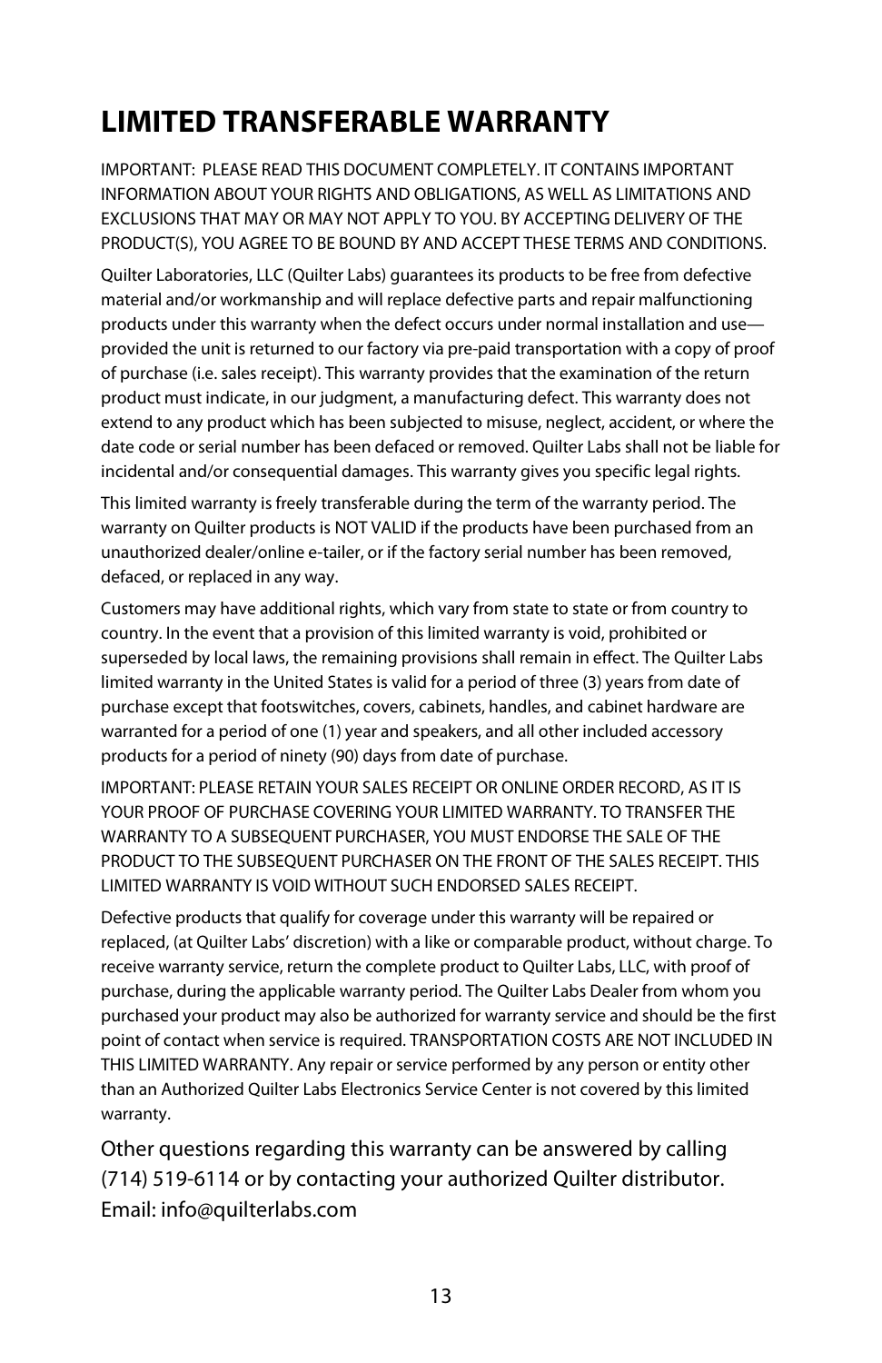# LIMITED TRANSFERABLE WARRANTY

IMPORTANT: PLEASE READ THIS DOCUMENT COMPLETELY. IT CONTAINS IMPORTANT INFORMATION ABOUT YOUR RIGHTS AND OBLIGATIONS, AS WELL AS LIMITATIONS AND EXCLUSIONS THAT MAY OR MAY NOT APPLY TO YOU. BY ACCEPTING DELIVERY OF THE PRODUCT(S), YOU AGREE TO BE BOUND BY AND ACCEPT THESE TERMS AND CONDITIONS.

Quilter Laboratories, LLC (Quilter Labs) guarantees its products to be free from defective material and/or workmanship and will replace defective parts and repair malfunctioning products under this warranty when the defect occurs under normal installation and use—provided the unit is returned to our factory via pre-paid transportation with a copy of proof of purchase (i.e. sales receipt). This warranty provides that the examination of the return product must indicate, in our judgment, a manufacturing defect. This warranty does not extend to any product which has been subjected to misuse, neglect, accident, or where the date code or serial number has been defaced or removed. Quilter Labs shall not be liable for incidental and/or consequential damages. This warranty gives you specific legal rights.

This limited warranty is freely transferable during the term of the warranty period. The warranty on Quilter products is NOT VALID if the products have been purchased from an unauthorized dealer/online e-tailer, or if the factory serial number has been removed, defaced, or replaced in any way.

Customers may have additional rights, which vary from state to state or from country to country. In the event that a provision of this limited warranty is void, prohibited or superseded by local laws, the remaining provisions shall remain in effect. The Quilter Labs limited warranty in the United States is valid for a period of three (3) years from date of purchase except that footswitches, covers, cabinets, handles, and cabinet hardware are warranted for a period of one (1) year and speakers, and all other included accessory products for a period of ninety (90) days from date of purchase.

IMPORTANT: PLEASE RETAIN YOUR SALES RECEIPT OR ONLINE ORDER RECORD, AS IT IS YOUR PROOF OF PURCHASE COVERING YOUR LIMITED WARRANTY. TO TRANSFER THE WARRANTY TO A SUBSEQUENT PURCHASER, YOU MUST ENDORSE THE SALE OF THE PRODUCT TO THE SUBSEQUENT PURCHASER ON THE FRONT OF THE SALES RECEIPT. THIS LIMITED WARRANTY IS VOID WITHOUT SUCH ENDORSED SALES RECEIPT.

Defective products that qualify for coverage under this warranty will be repaired or replaced, (at Quilter Labs' discretion) with a like or comparable product, without charge. To receive warranty service, return the complete product to Quilter Labs, LLC, with proof of purchase, during the applicable warranty period. The Quilter Labs Dealer from whom you purchased your product may also be authorized for warranty service and should be the first point of contact when service is required. TRANSPORTATION COSTS ARE NOT INCLUDED IN THIS LIMITED WARRANTY. Any repair or service performed by any person or entity other than an Authorized Quilter Labs Electronics Service Center is not covered by this limited warranty.

Other questions regarding this warranty can be answered by calling (714) 519-6114 or by contacting your authorized Quilter distributor.
Email: info@quilterlabs.com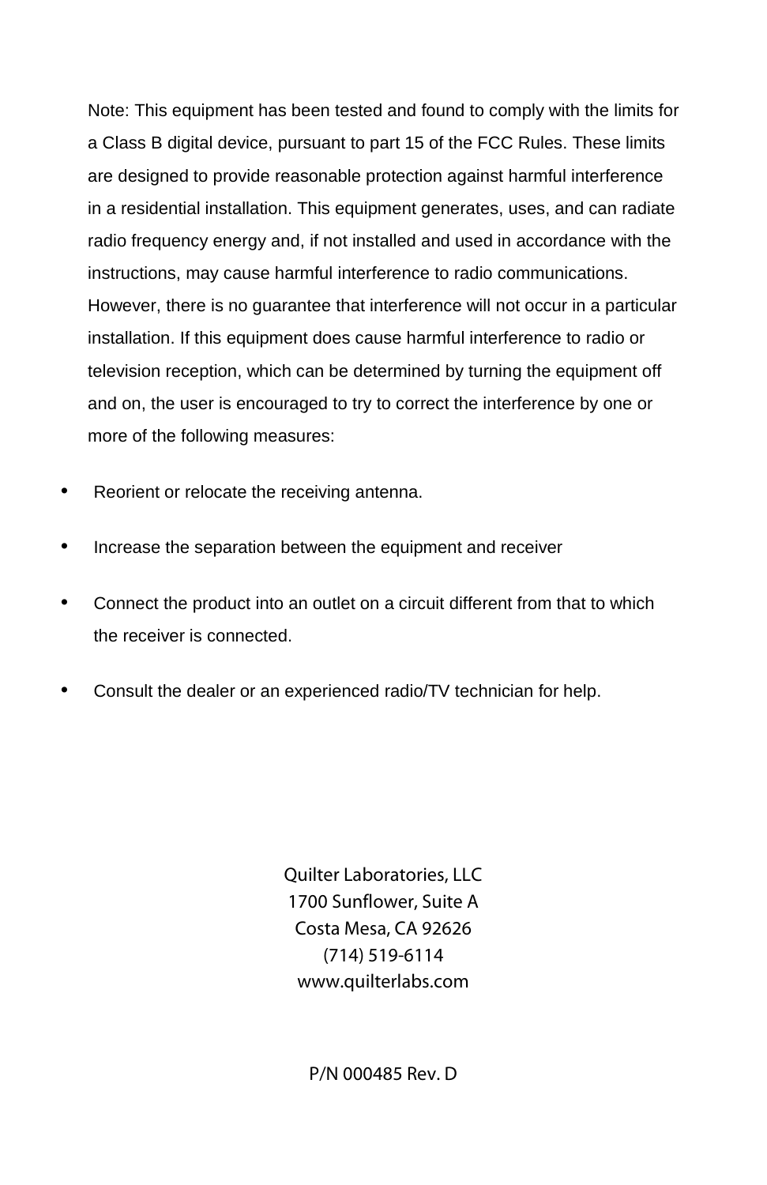Note: This equipment has been tested and found to comply with the limits for a Class B digital device, pursuant to part 15 of the FCC Rules. These limits are designed to provide reasonable protection against harmful interference in a residential installation. This equipment generates, uses, and can radiate radio frequency energy and, if not installed and used in accordance with the instructions, may cause harmful interference to radio communications. However, there is no guarantee that interference will not occur in a particular installation. If this equipment does cause harmful interference to radio or television reception, which can be determined by turning the equipment off and on, the user is encouraged to try to correct the interference by one or more of the following measures:

- Reorient or relocate the receiving antenna.
- Increase the separation between the equipment and receiver
- Connect the product into an outlet on a circuit different from that to which the receiver is connected.
- Consult the dealer or an experienced radio/TV technician for help.

Quilter Laboratories, LLC
1700 Sunflower, Suite A
Costa Mesa, CA 92626
(714) 519-6114
www.quilterlabs.com

P/N 000485 Rev. D